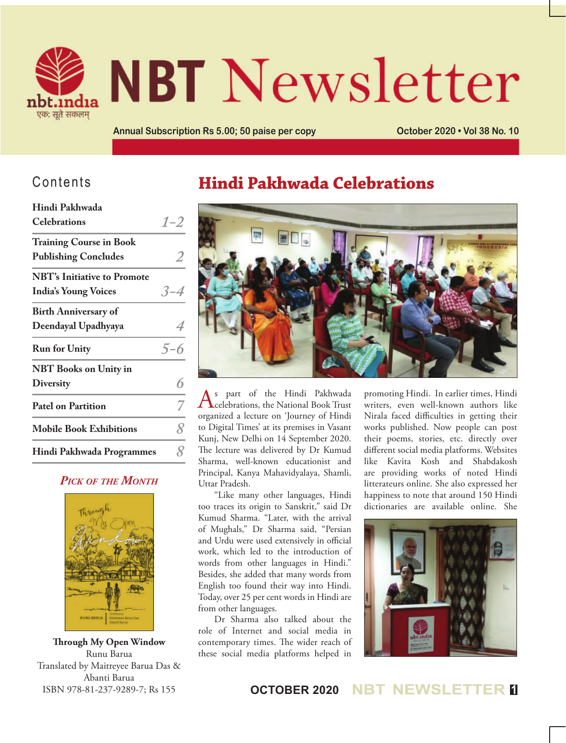# NBT Newsletter

Annual Subscription Rs 5.00; 50 paise per copy

October 2020 • Vol 38 No. 10

## Contents

| | |
|---|---|
| Hindi Pakhwada Celebrations | 1–2 |
| Training Course in Book Publishing Concludes | 2 |
| NBT's Initiative to Promote India's Young Voices | 3–4 |
| Birth Anniversary of Deendayal Upadhyaya | 4 |
| Run for Unity | 5–6 |
| NBT Books on Unity in Diversity | 6 |
| Patel on Partition | 7 |
| Mobile Book Exhibitions | 8 |
| Hindi Pakhwada Programmes | 8 |

### *Pick of the Month*

**Through My Open Window**
Runu Barua
Translated by Maitreyee Barua Das & Abanti Barua
ISBN 978-81-237-9289-7; Rs 155

## Hindi Pakhwada Celebrations

As part of the Hindi Pakhwada celebrations, the National Book Trust organized a lecture on 'Journey of Hindi to Digital Times' at its premises in Vasant Kunj, New Delhi on 14 September 2020. The lecture was delivered by Dr Kumud Sharma, well-known educationist and Principal, Kanya Mahavidyalaya, Shamli, Uttar Pradesh.

"Like many other languages, Hindi too traces its origin to Sanskrit," said Dr Kumud Sharma. "Later, with the arrival of Mughals," Dr Sharma said, "Persian and Urdu were used extensively in official work, which led to the introduction of words from other languages in Hindi." Besides, she added that many words from English too found their way into Hindi. Today, over 25 per cent words in Hindi are from other languages.

Dr Sharma also talked about the role of Internet and social media in contemporary times. The wider reach of these social media platforms helped in promoting Hindi. In earlier times, Hindi writers, even well-known authors like Nirala faced difficulties in getting their works published. Now people can post their poems, stories, etc. directly over different social media platforms. Websites like Kavita Kosh and Shabdakosh are providing works of noted Hindi litterateurs online. She also expressed her happiness to note that around 150 Hindi dictionaries are available online. She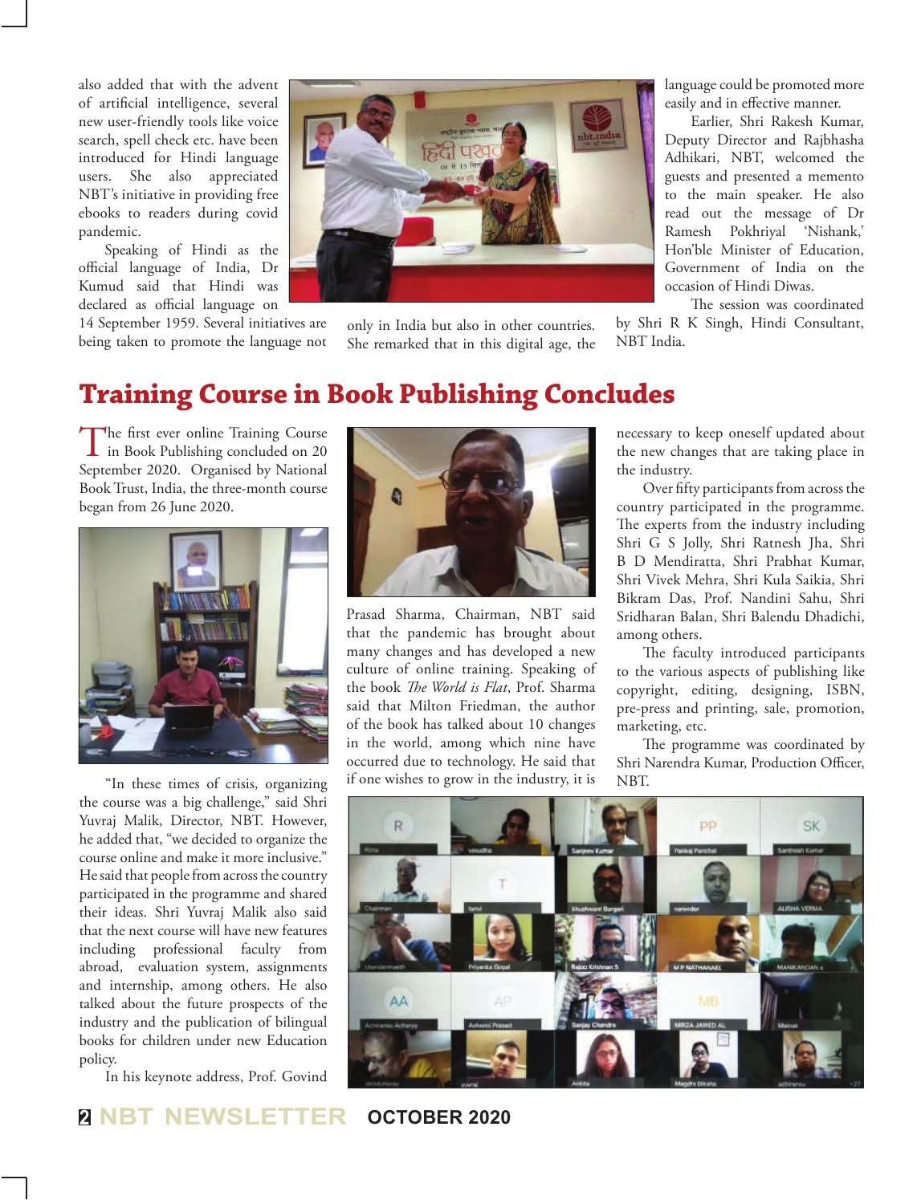also added that with the advent of artificial intelligence, several new user-friendly tools like voice search, spell check etc. have been introduced for Hindi language users. She also appreciated NBT's initiative in providing free ebooks to readers during covid pandemic.

Speaking of Hindi as the official language of India, Dr Kumud said that Hindi was declared as official language on 14 September 1959. Several initiatives are being taken to promote the language not only in India but also in other countries. She remarked that in this digital age, the language could be promoted more easily and in effective manner.

Earlier, Shri Rakesh Kumar, Deputy Director and Rajbhasha Adhikari, NBT, welcomed the guests and presented a memento to the main speaker. He also read out the message of Dr Ramesh Pokhriyal 'Nishank,' Hon'ble Minister of Education, Government of India on the occasion of Hindi Diwas.

The session was coordinated by Shri R K Singh, Hindi Consultant, NBT India.

# Training Course in Book Publishing Concludes

The first ever online Training Course in Book Publishing concluded on 20 September 2020. Organised by National Book Trust, India, the three-month course began from 26 June 2020.

"In these times of crisis, organizing the course was a big challenge," said Shri Yuvraj Malik, Director, NBT. However, he added that, "we decided to organize the course online and make it more inclusive." He said that people from across the country participated in the programme and shared their ideas. Shri Yuvraj Malik also said that the next course will have new features including professional faculty from abroad, evaluation system, assignments and internship, among others. He also talked about the future prospects of the industry and the publication of bilingual books for children under new Education policy.

In his keynote address, Prof. Govind Prasad Sharma, Chairman, NBT said that the pandemic has brought about many changes and has developed a new culture of online training. Speaking of the book *The World is Flat*, Prof. Sharma said that Milton Friedman, the author of the book has talked about 10 changes in the world, among which nine have occurred due to technology. He said that if one wishes to grow in the industry, it is necessary to keep oneself updated about the new changes that are taking place in the industry.

Over fifty participants from across the country participated in the programme. The experts from the industry including Shri G S Jolly, Shri Ratnesh Jha, Shri B D Mendiratta, Shri Prabhat Kumar, Shri Vivek Mehra, Shri Kula Saikia, Shri Bikram Das, Prof. Nandini Sahu, Shri Sridharan Balan, Shri Balendu Dhadichi, among others.

The faculty introduced participants to the various aspects of publishing like copyright, editing, designing, ISBN, pre-press and printing, sale, promotion, marketing, etc.

The programme was coordinated by Shri Narendra Kumar, Production Officer, NBT.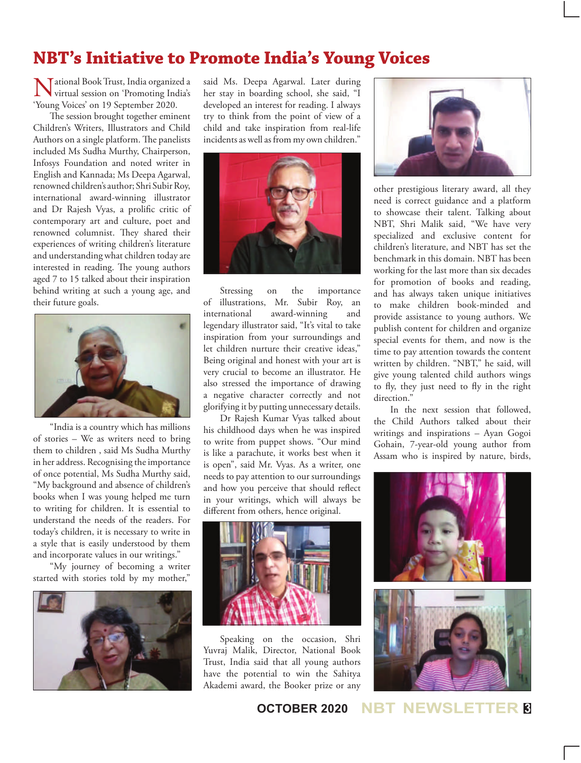# NBT's Initiative to Promote India's Young Voices

National Book Trust, India organized a virtual session on 'Promoting India's 'Young Voices' on 19 September 2020.

The session brought together eminent Children's Writers, Illustrators and Child Authors on a single platform. The panelists included Ms Sudha Murthy, Chairperson, Infosys Foundation and noted writer in English and Kannada; Ms Deepa Agarwal, renowned children's author; Shri Subir Roy, international award-winning illustrator and Dr Rajesh Vyas, a prolific critic of contemporary art and culture, poet and renowned columnist. They shared their experiences of writing children's literature and understanding what children today are interested in reading. The young authors aged 7 to 15 talked about their inspiration behind writing at such a young age, and their future goals.

"India is a country which has millions of stories – We as writers need to bring them to children , said Ms Sudha Murthy in her address. Recognising the importance of once potential, Ms Sudha Murthy said, "My background and absence of children's books when I was young helped me turn to writing for children. It is essential to understand the needs of the readers. For today's children, it is necessary to write in a style that is easily understood by them and incorporate values in our writings."

"My journey of becoming a writer started with stories told by my mother," said Ms. Deepa Agarwal. Later during her stay in boarding school, she said, "I developed an interest for reading. I always try to think from the point of view of a child and take inspiration from real-life incidents as well as from my own children."

Stressing on the importance of illustrations, Mr. Subir Roy, an international award-winning and legendary illustrator said, "It's vital to take inspiration from your surroundings and let children nurture their creative ideas," Being original and honest with your art is very crucial to become an illustrator. He also stressed the importance of drawing a negative character correctly and not glorifying it by putting unnecessary details.

Dr Rajesh Kumar Vyas talked about his childhood days when he was inspired to write from puppet shows. "Our mind is like a parachute, it works best when it is open", said Mr. Vyas. As a writer, one needs to pay attention to our surroundings and how you perceive that should reflect in your writings, which will always be different from others, hence original.

Speaking on the occasion, Shri Yuvraj Malik, Director, National Book Trust, India said that all young authors have the potential to win the Sahitya Akademi award, the Booker prize or any other prestigious literary award, all they need is correct guidance and a platform to showcase their talent. Talking about NBT, Shri Malik said, "We have very specialized and exclusive content for children's literature, and NBT has set the benchmark in this domain. NBT has been working for the last more than six decades for promotion of books and reading, and has always taken unique initiatives to make children book-minded and provide assistance to young authors. We publish content for children and organize special events for them, and now is the time to pay attention towards the content written by children. "NBT," he said, will give young talented child authors wings to fly, they just need to fly in the right direction."

In the next session that followed, the Child Authors talked about their writings and inspirations – Ayan Gogoi Gohain, 7-year-old young author from Assam who is inspired by nature, birds,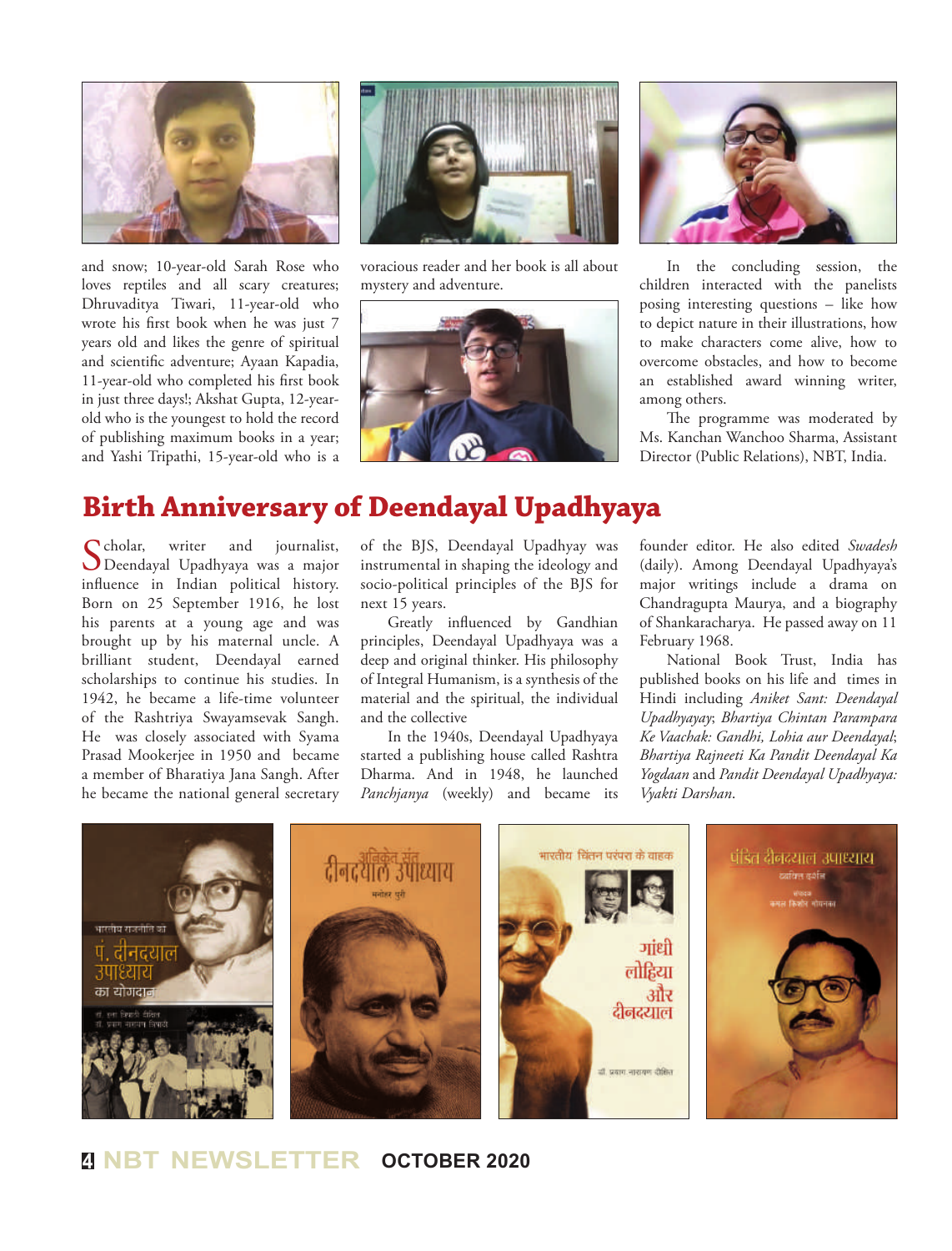and snow; 10-year-old Sarah Rose who loves reptiles and all scary creatures; Dhruvaditya Tiwari, 11-year-old who wrote his first book when he was just 7 years old and likes the genre of spiritual and scientific adventure; Ayaan Kapadia, 11-year-old who completed his first book in just three days!; Akshat Gupta, 12-year-old who is the youngest to hold the record of publishing maximum books in a year; and Yashi Tripathi, 15-year-old who is a voracious reader and her book is all about mystery and adventure.

In the concluding session, the children interacted with the panelists posing interesting questions – like how to depict nature in their illustrations, how to make characters come alive, how to overcome obstacles, and how to become an established award winning writer, among others.

The programme was moderated by Ms. Kanchan Wanchoo Sharma, Assistant Director (Public Relations), NBT, India.

# Birth Anniversary of Deendayal Upadhyaya

Scholar, writer and journalist, Deendayal Upadhyaya was a major influence in Indian political history. Born on 25 September 1916, he lost his parents at a young age and was brought up by his maternal uncle. A brilliant student, Deendayal earned scholarships to continue his studies. In 1942, he became a life-time volunteer of the Rashtriya Swayamsevak Sangh. He was closely associated with Syama Prasad Mookerjee in 1950 and became a member of Bharatiya Jana Sangh. After he became the national general secretary of the BJS, Deendayal Upadhyay was instrumental in shaping the ideology and socio-political principles of the BJS for next 15 years.

Greatly influenced by Gandhian principles, Deendayal Upadhyaya was a deep and original thinker. His philosophy of Integral Humanism, is a synthesis of the material and the spiritual, the individual and the collective

In the 1940s, Deendayal Upadhyaya started a publishing house called Rashtra Dharma. And in 1948, he launched *Panchjanya* (weekly) and became its founder editor. He also edited *Swadesh* (daily). Among Deendayal Upadhyaya's major writings include a drama on Chandragupta Maurya, and a biography of Shankaracharya. He passed away on 11 February 1968.

National Book Trust, India has published books on his life and times in Hindi including *Aniket Sant: Deendayal Upadhyayay*; *Bhartiya Chintan Parampara Ke Vaachak: Gandhi, Lohia aur Deendayal*; *Bhartiya Rajneeti Ka Pandit Deendayal Ka Yogdaan* and *Pandit Deendayal Upadhyaya: Vyakti Darshan*.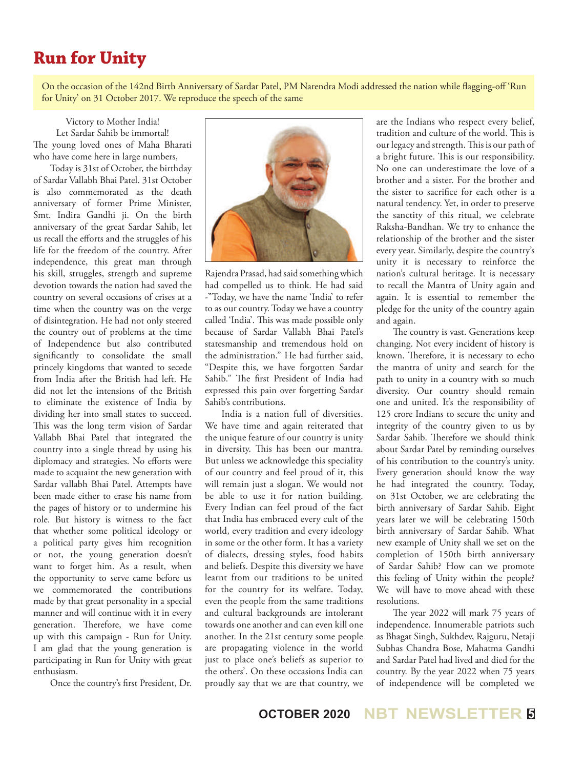# Run for Unity

On the occasion of the 142nd Birth Anniversary of Sardar Patel, PM Narendra Modi addressed the nation while flagging-off 'Run for Unity' on 31 October 2017. We reproduce the speech of the same

Victory to Mother India!
Let Sardar Sahib be immortal!
The young loved ones of Maha Bharati who have come here in large numbers,

Today is 31st of October, the birthday of Sardar Vallabh Bhai Patel. 31st October is also commemorated as the death anniversary of former Prime Minister, Smt. Indira Gandhi ji. On the birth anniversary of the great Sardar Sahib, let us recall the efforts and the struggles of his life for the freedom of the country. After independence, this great man through his skill, struggles, strength and supreme devotion towards the nation had saved the country on several occasions of crises at a time when the country was on the verge of disintegration. He had not only steered the country out of problems at the time of Independence but also contributed significantly to consolidate the small princely kingdoms that wanted to secede from India after the British had left. He did not let the intensions of the British to eliminate the existence of India by dividing her into small states to succeed. This was the long term vision of Sardar Vallabh Bhai Patel that integrated the country into a single thread by using his diplomacy and strategies. No efforts were made to acquaint the new generation with Sardar vallabh Bhai Patel. Attempts have been made either to erase his name from the pages of history or to undermine his role. But history is witness to the fact that whether some political ideology or a political party gives him recognition or not, the young generation doesn't want to forget him. As a result, when the opportunity to serve came before us we commemorated the contributions made by that great personality in a special manner and will continue with it in every generation. Therefore, we have come up with this campaign - Run for Unity. I am glad that the young generation is participating in Run for Unity with great enthusiasm.

Once the country's first President, Dr. Rajendra Prasad, had said something which had compelled us to think. He had said -"Today, we have the name 'India' to refer to as our country. Today we have a country called 'India'. This was made possible only because of Sardar Vallabh Bhai Patel's statesmanship and tremendous hold on the administration." He had further said, "Despite this, we have forgotten Sardar Sahib." The first President of India had expressed this pain over forgetting Sardar Sahib's contributions.

India is a nation full of diversities. We have time and again reiterated that the unique feature of our country is unity in diversity. This has been our mantra. But unless we acknowledge this speciality of our country and feel proud of it, this will remain just a slogan. We would not be able to use it for nation building. Every Indian can feel proud of the fact that India has embraced every cult of the world, every tradition and every ideology in some or the other form. It has a variety of dialects, dressing styles, food habits and beliefs. Despite this diversity we have learnt from our traditions to be united for the country for its welfare. Today, even the people from the same traditions and cultural backgrounds are intolerant towards one another and can even kill one another. In the 21st century some people are propagating violence in the world just to place one's beliefs as superior to the others'. On these occasions India can proudly say that we are that country, we are the Indians who respect every belief, tradition and culture of the world. This is our legacy and strength. This is our path of a bright future. This is our responsibility. No one can underestimate the love of a brother and a sister. For the brother and the sister to sacrifice for each other is a natural tendency. Yet, in order to preserve the sanctity of this ritual, we celebrate Raksha-Bandhan. We try to enhance the relationship of the brother and the sister every year. Similarly, despite the country's unity it is necessary to reinforce the nation's cultural heritage. It is necessary to recall the Mantra of Unity again and again. It is essential to remember the pledge for the unity of the country again and again.

The country is vast. Generations keep changing. Not every incident of history is known. Therefore, it is necessary to echo the mantra of unity and search for the path to unity in a country with so much diversity. Our country should remain one and united. It's the responsibility of 125 crore Indians to secure the unity and integrity of the country given to us by Sardar Sahib. Therefore we should think about Sardar Patel by reminding ourselves of his contribution to the country's unity. Every generation should know the way he had integrated the country. Today, on 31st October, we are celebrating the birth anniversary of Sardar Sahib. Eight years later we will be celebrating 150th birth anniversary of Sardar Sahib. What new example of Unity shall we set on the completion of 150th birth anniversary of Sardar Sahib? How can we promote this feeling of Unity within the people? We will have to move ahead with these resolutions.

The year 2022 will mark 75 years of independence. Innumerable patriots such as Bhagat Singh, Sukhdev, Rajguru, Netaji Subhas Chandra Bose, Mahatma Gandhi and Sardar Patel had lived and died for the country. By the year 2022 when 75 years of independence will be completed we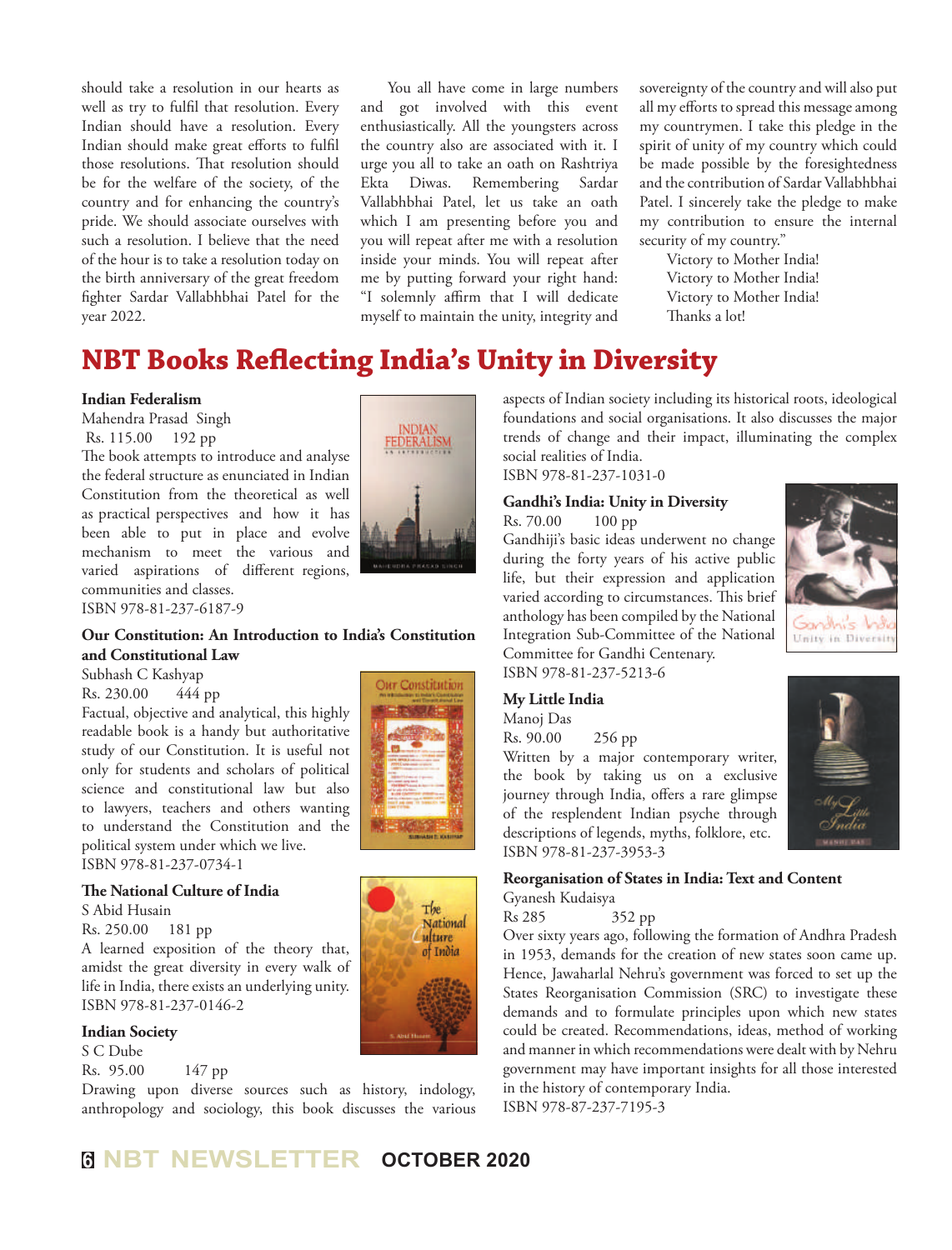should take a resolution in our hearts as well as try to fulfil that resolution. Every Indian should have a resolution. Every Indian should make great efforts to fulfil those resolutions. That resolution should be for the welfare of the society, of the country and for enhancing the country's pride. We should associate ourselves with such a resolution. I believe that the need of the hour is to take a resolution today on the birth anniversary of the great freedom fighter Sardar Vallabhbhai Patel for the year 2022.

You all have come in large numbers and got involved with this event enthusiastically. All the youngsters across the country also are associated with it. I urge you all to take an oath on Rashtriya Ekta Diwas. Remembering Sardar Vallabhbhai Patel, let us take an oath which I am presenting before you and you will repeat after me with a resolution inside your minds. You will repeat after me by putting forward your right hand: "I solemnly affirm that I will dedicate myself to maintain the unity, integrity and sovereignty of the country and will also put all my efforts to spread this message among my countrymen. I take this pledge in the spirit of unity of my country which could be made possible by the foresightedness and the contribution of Sardar Vallabhbhai Patel. I sincerely take the pledge to make my contribution to ensure the internal security of my country."

Victory to Mother India!
Victory to Mother India!
Victory to Mother India!
Thanks a lot!

# NBT Books Reflecting India's Unity in Diversity

**Indian Federalism**
Mahendra Prasad Singh
Rs. 115.00 192 pp
The book attempts to introduce and analyse the federal structure as enunciated in Indian Constitution from the theoretical as well as practical perspectives and how it has been able to put in place and evolve mechanism to meet the various and varied aspirations of different regions, communities and classes.
ISBN 978-81-237-6187-9

**Our Constitution: An Introduction to India's Constitution and Constitutional Law**
Subhash C Kashyap
Rs. 230.00 444 pp
Factual, objective and analytical, this highly readable book is a handy but authoritative study of our Constitution. It is useful not only for students and scholars of political science and constitutional law but also to lawyers, teachers and others wanting to understand the Constitution and the political system under which we live.
ISBN 978-81-237-0734-1

**The National Culture of India**
S Abid Husain
Rs. 250.00 181 pp
A learned exposition of the theory that, amidst the great diversity in every walk of life in India, there exists an underlying unity.
ISBN 978-81-237-0146-2

**Indian Society**
S C Dube
Rs. 95.00 147 pp
Drawing upon diverse sources such as history, indology, anthropology and sociology, this book discusses the various aspects of Indian society including its historical roots, ideological foundations and social organisations. It also discusses the major trends of change and their impact, illuminating the complex social realities of India.
ISBN 978-81-237-1031-0

**Gandhi's India: Unity in Diversity**
Rs. 70.00 100 pp
Gandhiji's basic ideas underwent no change during the forty years of his active public life, but their expression and application varied according to circumstances. This brief anthology has been compiled by the National Integration Sub-Committee of the National Committee for Gandhi Centenary.
ISBN 978-81-237-5213-6

**My Little India**
Manoj Das
Rs. 90.00 256 pp
Written by a major contemporary writer, the book by taking us on a exclusive journey through India, offers a rare glimpse of the resplendent Indian psyche through descriptions of legends, myths, folklore, etc.
ISBN 978-81-237-3953-3

**Reorganisation of States in India: Text and Content**
Gyanesh Kudaisya
Rs 285 352 pp
Over sixty years ago, following the formation of Andhra Pradesh in 1953, demands for the creation of new states soon came up. Hence, Jawaharlal Nehru's government was forced to set up the States Reorganisation Commission (SRC) to investigate these demands and to formulate principles upon which new states could be created. Recommendations, ideas, method of working and manner in which recommendations were dealt with by Nehru government may have important insights for all those interested in the history of contemporary India.
ISBN 978-87-237-7195-3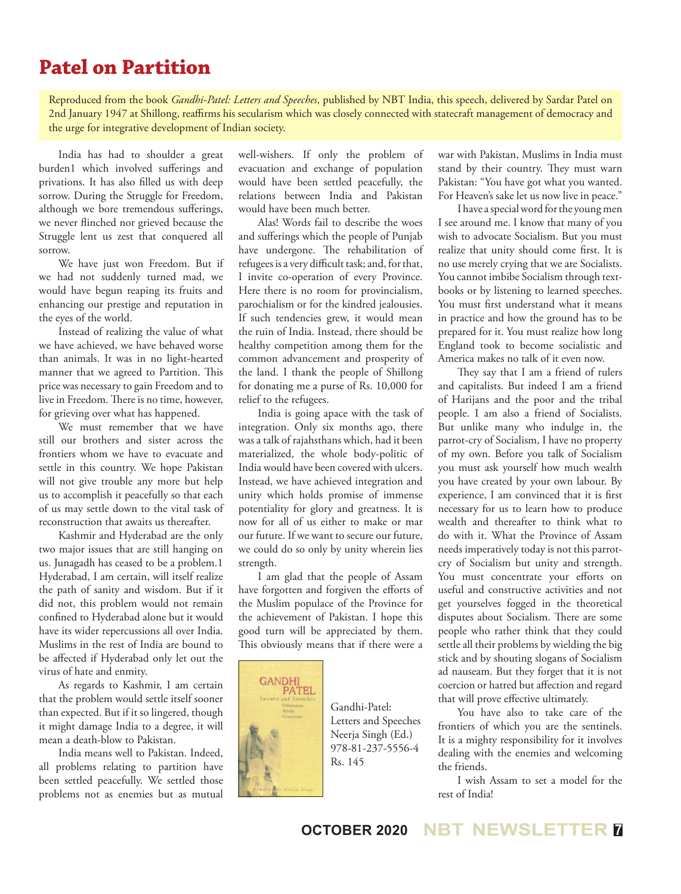# Patel on Partition

Reproduced from the book *Gandhi-Patel: Letters and Speeches*, published by NBT India, this speech, delivered by Sardar Patel on 2nd January 1947 at Shillong, reaffirms his secularism which was closely connected with statecraft management of democracy and the urge for integrative development of Indian society.

India has had to shoulder a great burden1 which involved sufferings and privations. It has also filled us with deep sorrow. During the Struggle for Freedom, although we bore tremendous sufferings, we never flinched nor grieved because the Struggle lent us zest that conquered all sorrow.

We have just won Freedom. But if we had not suddenly turned mad, we would have begun reaping its fruits and enhancing our prestige and reputation in the eyes of the world.

Instead of realizing the value of what we have achieved, we have behaved worse than animals. It was in no light-hearted manner that we agreed to Partition. This price was necessary to gain Freedom and to live in Freedom. There is no time, however, for grieving over what has happened.

We must remember that we have still our brothers and sister across the frontiers whom we have to evacuate and settle in this country. We hope Pakistan will not give trouble any more but help us to accomplish it peacefully so that each of us may settle down to the vital task of reconstruction that awaits us thereafter.

Kashmir and Hyderabad are the only two major issues that are still hanging on us. Junagadh has ceased to be a problem.1 Hyderabad, I am certain, will itself realize the path of sanity and wisdom. But if it did not, this problem would not remain confined to Hyderabad alone but it would have its wider repercussions all over India. Muslims in the rest of India are bound to be affected if Hyderabad only let out the virus of hate and enmity.

As regards to Kashmir, I am certain that the problem would settle itself sooner than expected. But if it so lingered, though it might damage India to a degree, it will mean a death-blow to Pakistan.

India means well to Pakistan. Indeed, all problems relating to partition have been settled peacefully. We settled those problems not as enemies but as mutual well-wishers. If only the problem of evacuation and exchange of population would have been settled peacefully, the relations between India and Pakistan would have been much better.

Alas! Words fail to describe the woes and sufferings which the people of Punjab have undergone. The rehabilitation of refugees is a very difficult task; and, for that, I invite co-operation of every Province. Here there is no room for provincialism, parochialism or for the kindred jealousies. If such tendencies grew, it would mean the ruin of India. Instead, there should be healthy competition among them for the common advancement and prosperity of the land. I thank the people of Shillong for donating me a purse of Rs. 10,000 for relief to the refugees.

India is going apace with the task of integration. Only six months ago, there was a talk of rajahsthans which, had it been materialized, the whole body-politic of India would have been covered with ulcers. Instead, we have achieved integration and unity which holds promise of immense potentiality for glory and greatness. It is now for all of us either to make or mar our future. If we want to secure our future, we could do so only by unity wherein lies strength.

I am glad that the people of Assam have forgotten and forgiven the efforts of the Muslim populace of the Province for the achievement of Pakistan. I hope this good turn will be appreciated by them. This obviously means that if there were a war with Pakistan, Muslims in India must stand by their country. They must warn Pakistan: "You have got what you wanted. For Heaven's sake let us now live in peace."

I have a special word for the young men I see around me. I know that many of you wish to advocate Socialism. But you must realize that unity should come first. It is no use merely crying that we are Socialists. You cannot imbibe Socialism through text-books or by listening to learned speeches. You must first understand what it means in practice and how the ground has to be prepared for it. You must realize how long England took to become socialistic and America makes no talk of it even now.

They say that I am a friend of rulers and capitalists. But indeed I am a friend of Harijans and the poor and the tribal people. I am also a friend of Socialists. But unlike many who indulge in, the parrot-cry of Socialism, I have no property of my own. Before you talk of Socialism you must ask yourself how much wealth you have created by your own labour. By experience, I am convinced that it is first necessary for us to learn how to produce wealth and thereafter to think what to do with it. What the Province of Assam needs imperatively today is not this parrot-cry of Socialism but unity and strength. You must concentrate your efforts on useful and constructive activities and not get yourselves fogged in the theoretical disputes about Socialism. There are some people who rather think that they could settle all their problems by wielding the big stick and by shouting slogans of Socialism ad nauseam. But they forget that it is not coercion or hatred but affection and regard that will prove effective ultimately.

You have also to take care of the frontiers of which you are the sentinels. It is a mighty responsibility for it involves dealing with the enemies and welcoming the friends.

I wish Assam to set a model for the rest of India!

Gandhi-Patel: Letters and Speeches
Neerja Singh (Ed.)
978-81-237-5556-4
Rs. 145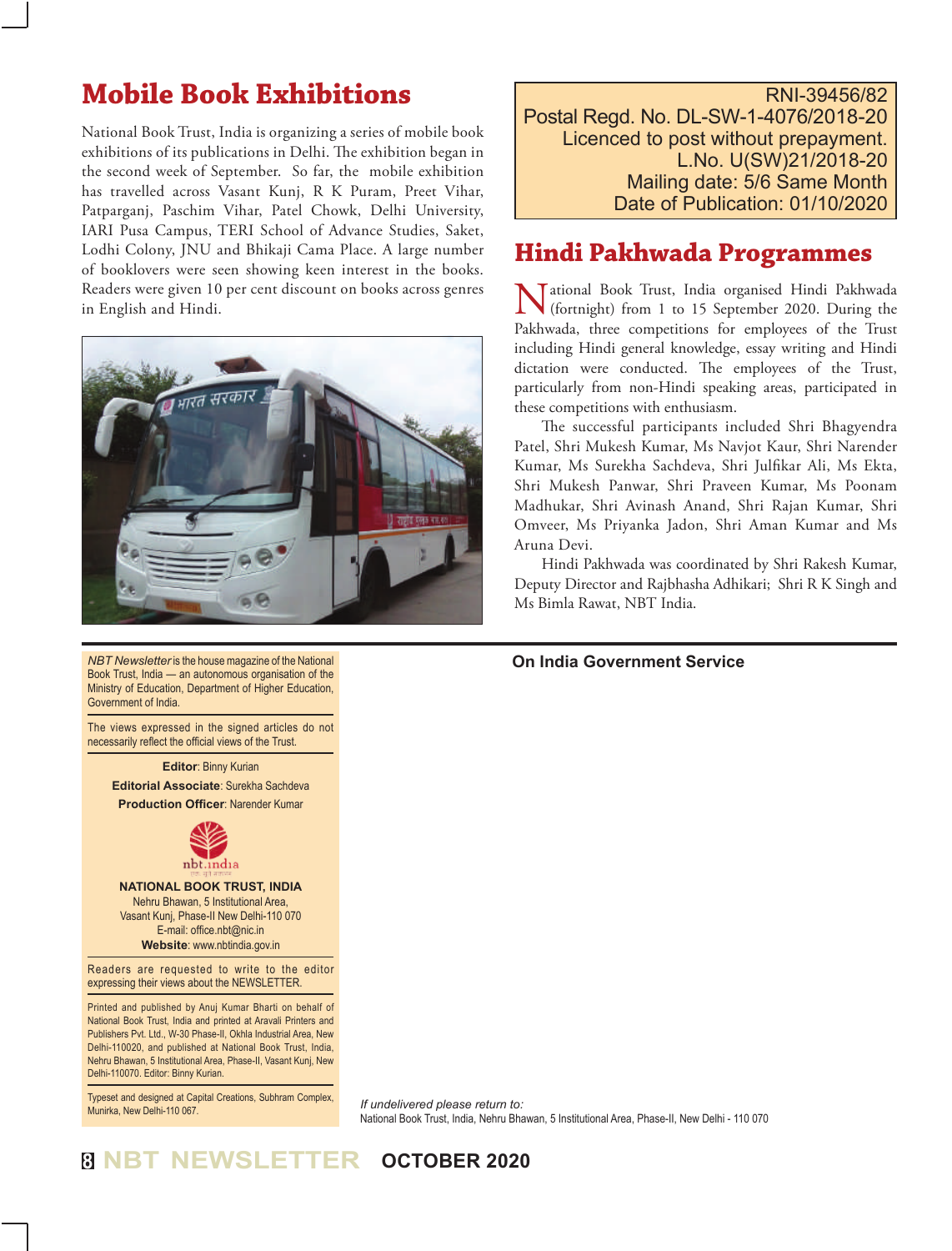## Mobile Book Exhibitions

National Book Trust, India is organizing a series of mobile book exhibitions of its publications in Delhi. The exhibition began in the second week of September. So far, the mobile exhibition has travelled across Vasant Kunj, R K Puram, Preet Vihar, Patparganj, Paschim Vihar, Patel Chowk, Delhi University, IARI Pusa Campus, TERI School of Advance Studies, Saket, Lodhi Colony, JNU and Bhikaji Cama Place. A large number of booklovers were seen showing keen interest in the books. Readers were given 10 per cent discount on books across genres in English and Hindi.

RNI-39456/82
Postal Regd. No. DL-SW-1-4076/2018-20
Licenced to post without prepayment.
L.No. U(SW)21/2018-20
Mailing date: 5/6 Same Month
Date of Publication: 01/10/2020

## Hindi Pakhwada Programmes

National Book Trust, India organised Hindi Pakhwada (fortnight) from 1 to 15 September 2020. During the Pakhwada, three competitions for employees of the Trust including Hindi general knowledge, essay writing and Hindi dictation were conducted. The employees of the Trust, particularly from non-Hindi speaking areas, participated in these competitions with enthusiasm.

The successful participants included Shri Bhagyendra Patel, Shri Mukesh Kumar, Ms Navjot Kaur, Shri Narender Kumar, Ms Surekha Sachdeva, Shri Julfikar Ali, Ms Ekta, Shri Mukesh Panwar, Shri Praveen Kumar, Ms Poonam Madhukar, Shri Avinash Anand, Shri Rajan Kumar, Shri Omveer, Ms Priyanka Jadon, Shri Aman Kumar and Ms Aruna Devi.

Hindi Pakhwada was coordinated by Shri Rakesh Kumar, Deputy Director and Rajbhasha Adhikari; Shri R K Singh and Ms Bimla Rawat, NBT India.

*NBT Newsletter* is the house magazine of the National Book Trust, India — an autonomous organisation of the Ministry of Education, Department of Higher Education, Government of India.

The views expressed in the signed articles do not necessarily reflect the official views of the Trust.

**Editor**: Binny Kurian
**Editorial Associate**: Surekha Sachdeva
**Production Officer**: Narender Kumar

**NATIONAL BOOK TRUST, INDIA**
Nehru Bhawan, 5 Institutional Area,
Vasant Kunj, Phase-II New Delhi-110 070
E-mail: office.nbt@nic.in
**Website**: www.nbtindia.gov.in

Readers are requested to write to the editor expressing their views about the NEWSLETTER.

Printed and published by Anuj Kumar Bharti on behalf of National Book Trust, India and printed at Aravali Printers and Publishers Pvt. Ltd., W-30 Phase-II, Okhla Industrial Area, New Delhi-110020, and published at National Book Trust, India, Nehru Bhawan, 5 Institutional Area, Phase-II, Vasant Kunj, New Delhi-110070. Editor: Binny Kurian.

Typeset and designed at Capital Creations, Subhram Complex, Munirka, New Delhi-110 067.

**On India Government Service**

*If undelivered please return to:*
National Book Trust, India, Nehru Bhawan, 5 Institutional Area, Phase-II, New Delhi - 110 070